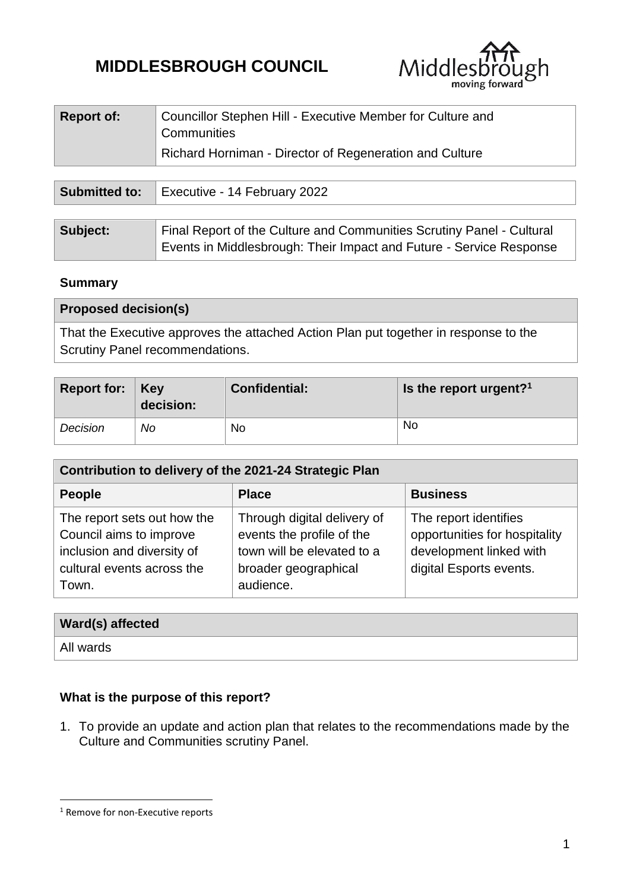# MIDDLESBROUGH COUNCIL

| **Report of:** | Councillor Stephen Hill - Executive Member for Culture and Communities<br>Richard Horniman - Director of Regeneration and Culture |
|---|---|

| **Submitted to:** | Executive - 14 February 2022 |
|---|---|

| **Subject:** | Final Report of the Culture and Communities Scrutiny Panel - Cultural Events in Middlesbrough: Their Impact and Future - Service Response |
|---|---|

**Summary**

| **Proposed decision(s)** |
|---|
| That the Executive approves the attached Action Plan put together in response to the Scrutiny Panel recommendations. |

| **Report for:** | **Key decision:** | **Confidential:** | **Is the report urgent?**[1] |
|---|---|---|---|
| *Decision* | *No* | No | No |

| **Contribution to delivery of the 2021-24 Strategic Plan** | | |
|---|---|---|
| **People** | **Place** | **Business** |
| The report sets out how the Council aims to improve inclusion and diversity of cultural events across the Town. | Through digital delivery of events the profile of the town will be elevated to a broader geographical audience. | The report identifies opportunities for hospitality development linked with digital Esports events. |

| **Ward(s) affected** |
|---|
| All wards |

**What is the purpose of this report?**

1. To provide an update and action plan that relates to the recommendations made by the Culture and Communities scrutiny Panel.

[1] Remove for non-Executive reports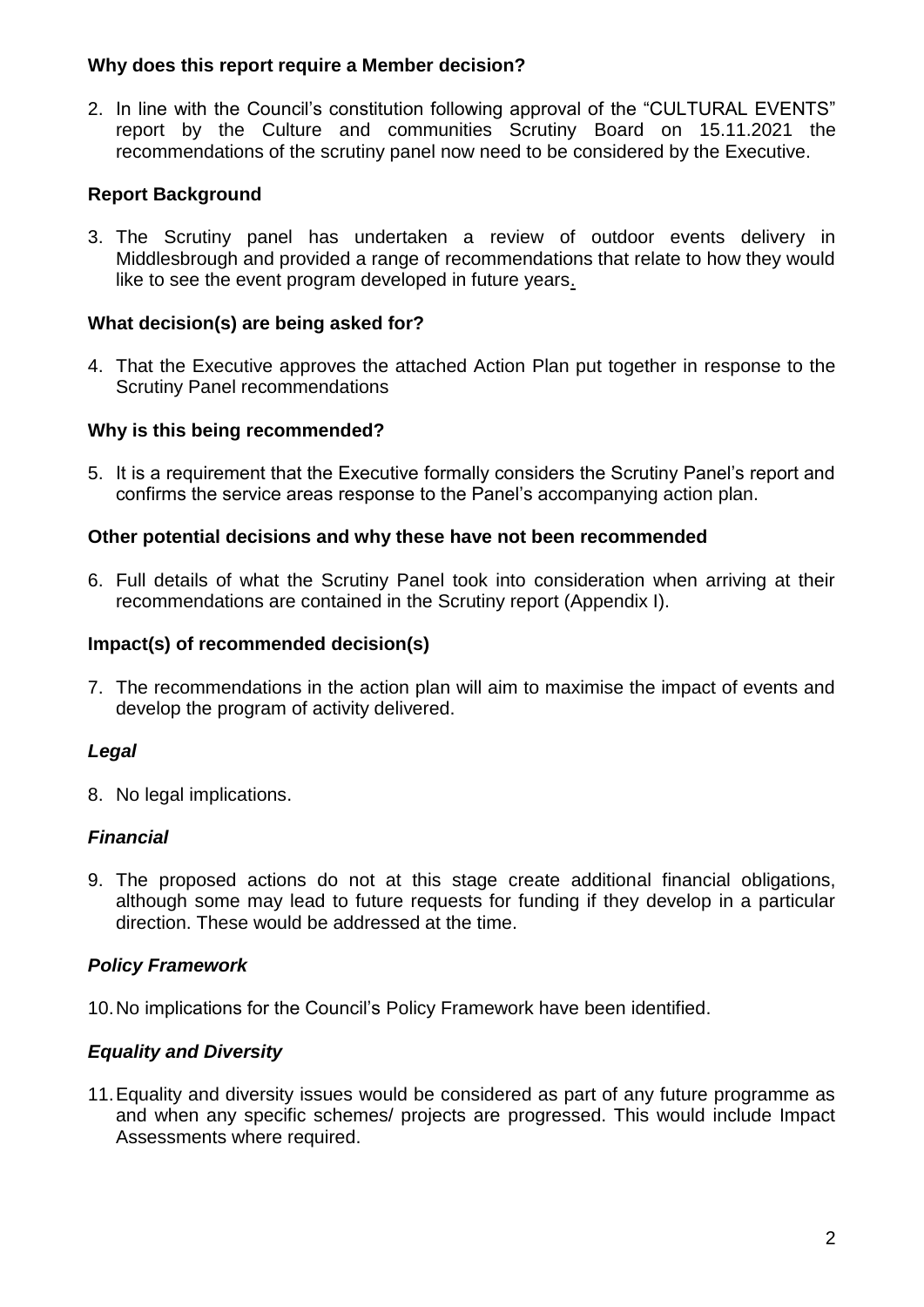### Why does this report require a Member decision?

2. In line with the Council's constitution following approval of the "CULTURAL EVENTS" report by the Culture and communities Scrutiny Board on 15.11.2021 the recommendations of the scrutiny panel now need to be considered by the Executive.

### Report Background

3. The Scrutiny panel has undertaken a review of outdoor events delivery in Middlesbrough and provided a range of recommendations that relate to how they would like to see the event program developed in future years.

### What decision(s) are being asked for?

4. That the Executive approves the attached Action Plan put together in response to the Scrutiny Panel recommendations

### Why is this being recommended?

5. It is a requirement that the Executive formally considers the Scrutiny Panel's report and confirms the service areas response to the Panel's accompanying action plan.

### Other potential decisions and why these have not been recommended

6. Full details of what the Scrutiny Panel took into consideration when arriving at their recommendations are contained in the Scrutiny report (Appendix I).

### Impact(s) of recommended decision(s)

7. The recommendations in the action plan will aim to maximise the impact of events and develop the program of activity delivered.

#### *Legal*

8. No legal implications.

#### *Financial*

9. The proposed actions do not at this stage create additional financial obligations, although some may lead to future requests for funding if they develop in a particular direction. These would be addressed at the time.

#### *Policy Framework*

10. No implications for the Council's Policy Framework have been identified.

#### *Equality and Diversity*

11. Equality and diversity issues would be considered as part of any future programme as and when any specific schemes/ projects are progressed. This would include Impact Assessments where required.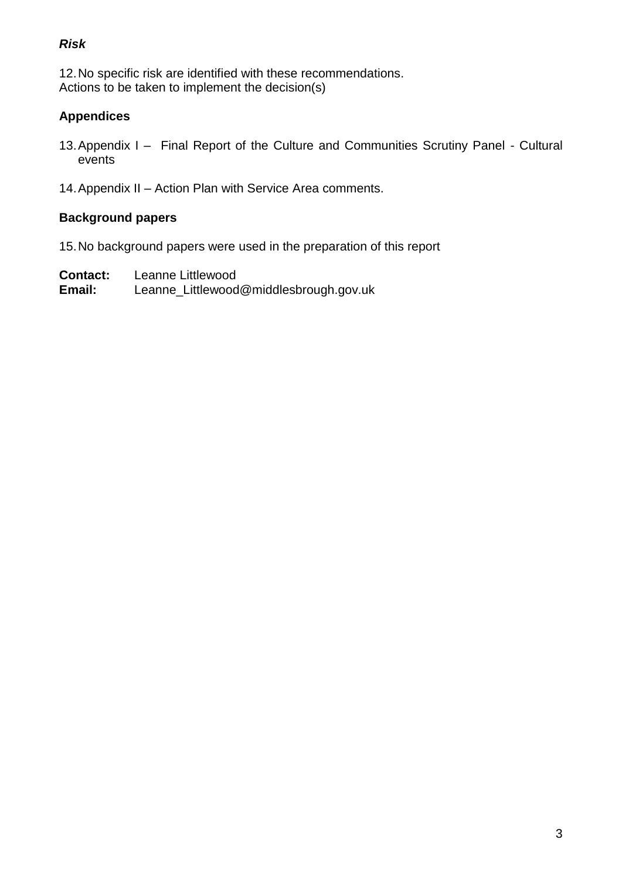***Risk***

12. No specific risk are identified with these recommendations.

Actions to be taken to implement the decision(s)

**Appendices**

13. Appendix I – Final Report of the Culture and Communities Scrutiny Panel - Cultural events

14. Appendix II – Action Plan with Service Area comments.

**Background papers**

15. No background papers were used in the preparation of this report

**Contact:** Leanne Littlewood
**Email:** Leanne_Littlewood@middlesbrough.gov.uk